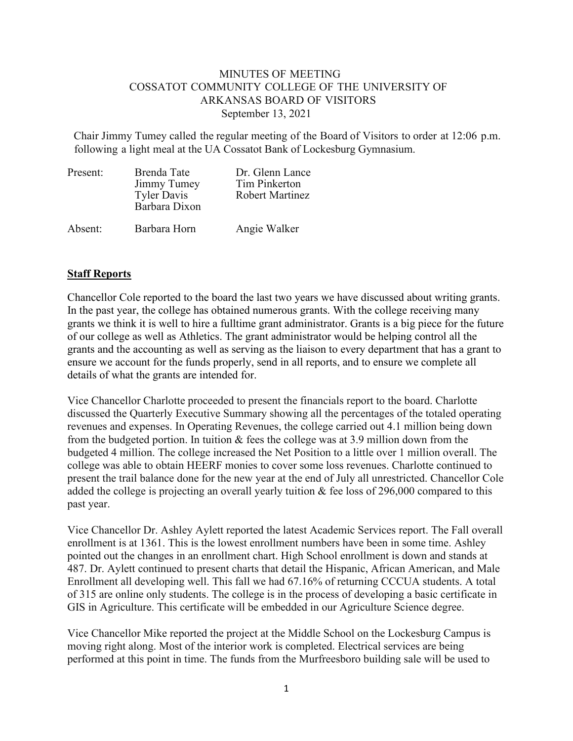MINUTES OF MEETING
COSSATOT COMMUNITY COLLEGE OF THE UNIVERSITY OF
ARKANSAS BOARD OF VISITORS
September 13, 2021

Chair Jimmy Tumey called the regular meeting of the Board of Visitors to order at 12:06 p.m. following a light meal at the UA Cossatot Bank of Lockesburg Gymnasium.

| | | |
|---|---|---|
| Present: | Brenda Tate | Dr. Glenn Lance |
| | Jimmy Tumey | Tim Pinkerton |
| | Tyler Davis | Robert Martinez |
| | Barbara Dixon | |
| Absent: | Barbara Horn | Angie Walker |

## Staff Reports

Chancellor Cole reported to the board the last two years we have discussed about writing grants. In the past year, the college has obtained numerous grants. With the college receiving many grants we think it is well to hire a fulltime grant administrator. Grants is a big piece for the future of our college as well as Athletics. The grant administrator would be helping control all the grants and the accounting as well as serving as the liaison to every department that has a grant to ensure we account for the funds properly, send in all reports, and to ensure we complete all details of what the grants are intended for.

Vice Chancellor Charlotte proceeded to present the financials report to the board. Charlotte discussed the Quarterly Executive Summary showing all the percentages of the totaled operating revenues and expenses. In Operating Revenues, the college carried out 4.1 million being down from the budgeted portion. In tuition & fees the college was at 3.9 million down from the budgeted 4 million. The college increased the Net Position to a little over 1 million overall. The college was able to obtain HEERF monies to cover some loss revenues. Charlotte continued to present the trail balance done for the new year at the end of July all unrestricted. Chancellor Cole added the college is projecting an overall yearly tuition & fee loss of 296,000 compared to this past year.

Vice Chancellor Dr. Ashley Aylett reported the latest Academic Services report. The Fall overall enrollment is at 1361. This is the lowest enrollment numbers have been in some time. Ashley pointed out the changes in an enrollment chart. High School enrollment is down and stands at 487. Dr. Aylett continued to present charts that detail the Hispanic, African American, and Male Enrollment all developing well. This fall we had 67.16% of returning CCCUA students. A total of 315 are online only students. The college is in the process of developing a basic certificate in GIS in Agriculture. This certificate will be embedded in our Agriculture Science degree.

Vice Chancellor Mike reported the project at the Middle School on the Lockesburg Campus is moving right along. Most of the interior work is completed. Electrical services are being performed at this point in time. The funds from the Murfreesboro building sale will be used to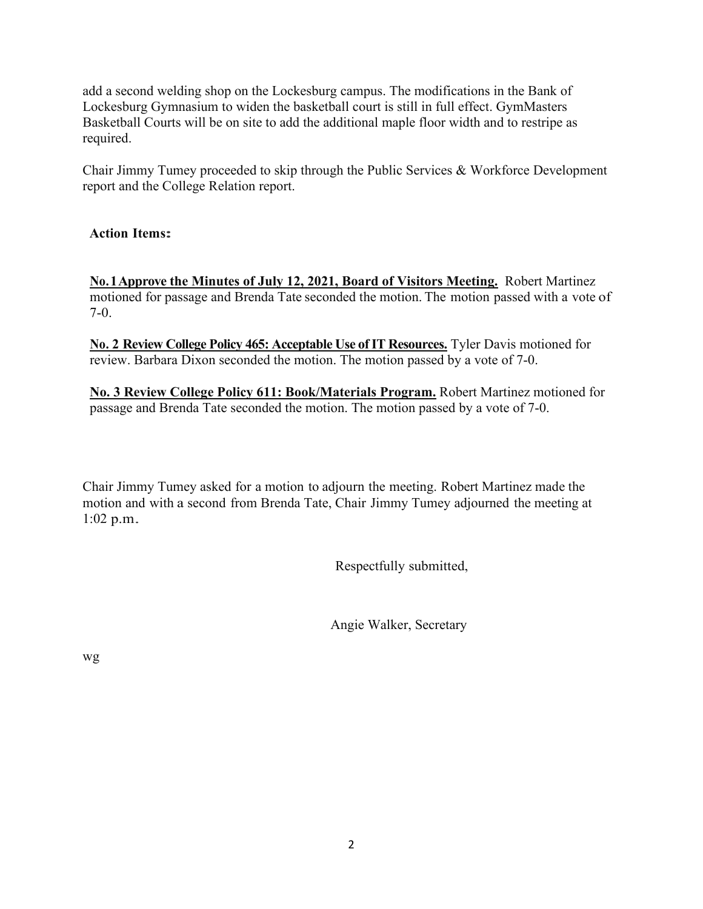add a second welding shop on the Lockesburg campus. The modifications in the Bank of Lockesburg Gymnasium to widen the basketball court is still in full effect. GymMasters Basketball Courts will be on site to add the additional maple floor width and to restripe as required.

Chair Jimmy Tumey proceeded to skip through the Public Services & Workforce Development report and the College Relation report.

**Action Items:**

**No. 1 Approve the Minutes of July 12, 2021, Board of Visitors Meeting.** Robert Martinez motioned for passage and Brenda Tate seconded the motion. The motion passed with a vote of 7-0.

**No. 2 Review College Policy 465: Acceptable Use of IT Resources.** Tyler Davis motioned for review. Barbara Dixon seconded the motion. The motion passed by a vote of 7-0.

**No. 3 Review College Policy 611: Book/Materials Program.** Robert Martinez motioned for passage and Brenda Tate seconded the motion. The motion passed by a vote of 7-0.

Chair Jimmy Tumey asked for a motion to adjourn the meeting. Robert Martinez made the motion and with a second from Brenda Tate, Chair Jimmy Tumey adjourned the meeting at 1:02 p.m.

Respectfully submitted,

Angie Walker, Secretary

wg